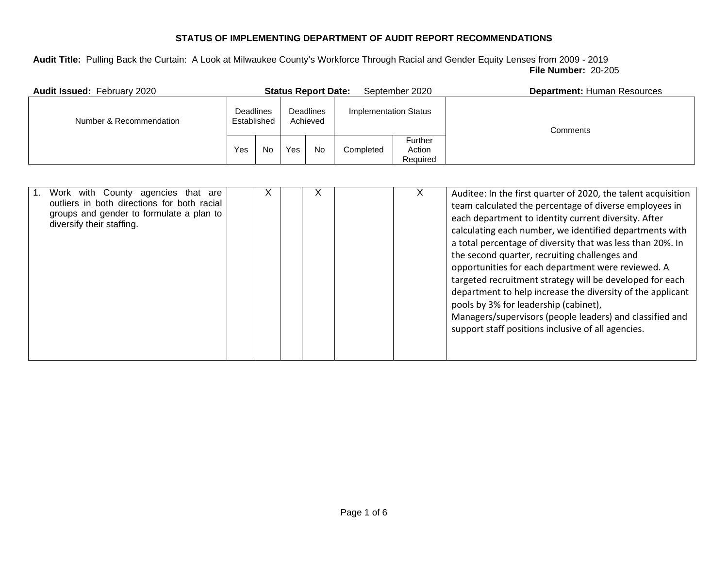**STATUS OF IMPLEMENTING DEPARTMENT OF AUDIT REPORT RECOMMENDATIONS**

**Audit Title:** Pulling Back the Curtain: A Look at Milwaukee County's Workforce Through Racial and Gender Equity Lenses from 2009 - 2019

**File Number:** 20-205

**Audit Issued:** February 2020 **Status Report Date:** September 2020 **Department:** Human Resources

| Number & Recommendation | Deadlines Established | | Deadlines Achieved | | Implementation Status | | Comments |
|---|---|---|---|---|---|---|---|
| | Yes | No | Yes | No | Completed | Further Action Required | |
| 1. Work with County agencies that are outliers in both directions for both racial groups and gender to formulate a plan to diversify their staffing. | | X | | X | | X | Auditee: In the first quarter of 2020, the talent acquisition team calculated the percentage of diverse employees in each department to identity current diversity. After calculating each number, we identified departments with a total percentage of diversity that was less than 20%. In the second quarter, recruiting challenges and opportunities for each department were reviewed. A targeted recruitment strategy will be developed for each department to help increase the diversity of the applicant pools by 3% for leadership (cabinet), Managers/supervisors (people leaders) and classified and support staff positions inclusive of all agencies. |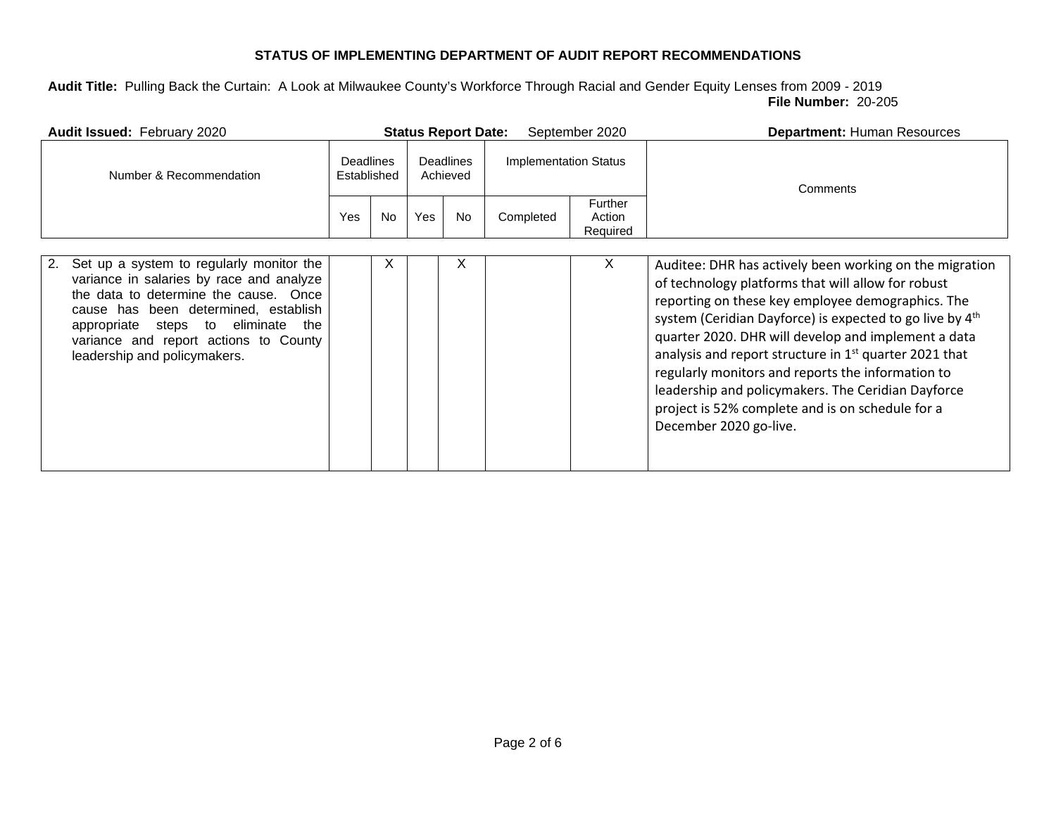**STATUS OF IMPLEMENTING DEPARTMENT OF AUDIT REPORT RECOMMENDATIONS**

**Audit Title:** Pulling Back the Curtain: A Look at Milwaukee County's Workforce Through Racial and Gender Equity Lenses from 2009 - 2019

**File Number:** 20-205

**Audit Issued:** February 2020 **Status Report Date:** September 2020 **Department:** Human Resources

| Number & Recommendation | Deadlines Established | | Deadlines Achieved | | Implementation Status | | Comments |
|---|---|---|---|---|---|---|---|
| | Yes | No | Yes | No | Completed | Further Action Required | |
| 2. Set up a system to regularly monitor the variance in salaries by race and analyze the data to determine the cause. Once cause has been determined, establish appropriate steps to eliminate the variance and report actions to County leadership and policymakers. | | X | | X | | X | Auditee: DHR has actively been working on the migration of technology platforms that will allow for robust reporting on these key employee demographics. The system (Ceridian Dayforce) is expected to go live by 4th quarter 2020. DHR will develop and implement a data analysis and report structure in 1st quarter 2021 that regularly monitors and reports the information to leadership and policymakers. The Ceridian Dayforce project is 52% complete and is on schedule for a December 2020 go-live. |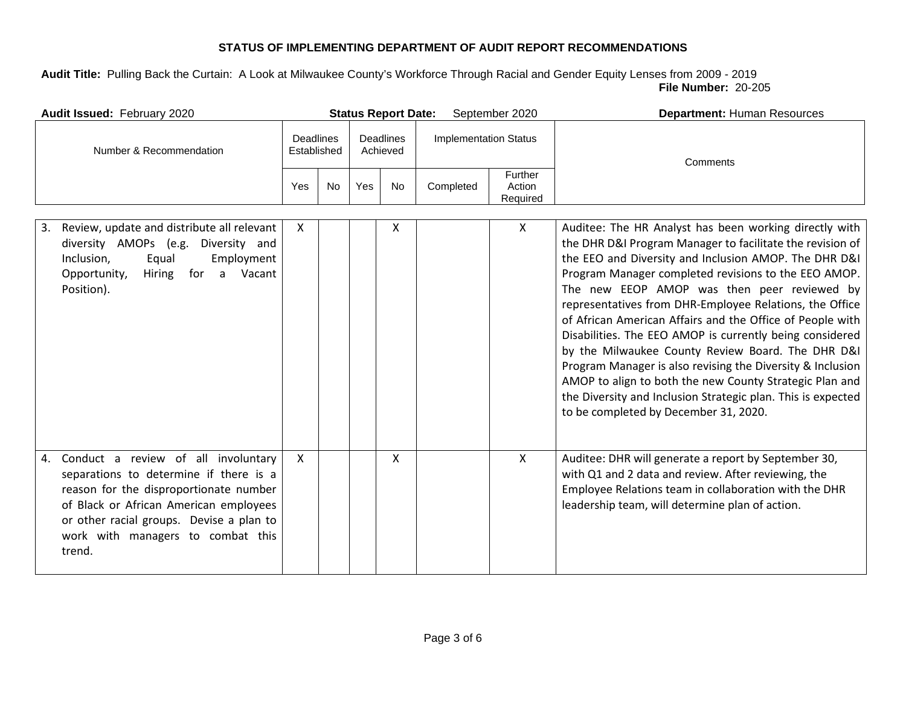**STATUS OF IMPLEMENTING DEPARTMENT OF AUDIT REPORT RECOMMENDATIONS**

**Audit Title:** Pulling Back the Curtain: A Look at Milwaukee County's Workforce Through Racial and Gender Equity Lenses from 2009 - 2019

**File Number:** 20-205

**Audit Issued:** February 2020 **Status Report Date:** September 2020 **Department:** Human Resources

| Number & Recommendation | Deadlines Established | | Deadlines Achieved | | Implementation Status | | Comments |
|---|---|---|---|---|---|---|---|
| | Yes | No | Yes | No | Completed | Further Action Required | |
| 3. Review, update and distribute all relevant diversity AMOPs (e.g. Diversity and Inclusion, Equal Employment Opportunity, Hiring for a Vacant Position). | X | | | X | | X | Auditee: The HR Analyst has been working directly with the DHR D&I Program Manager to facilitate the revision of the EEO and Diversity and Inclusion AMOP. The DHR D&I Program Manager completed revisions to the EEO AMOP. The new EEOP AMOP was then peer reviewed by representatives from DHR-Employee Relations, the Office of African American Affairs and the Office of People with Disabilities. The EEO AMOP is currently being considered by the Milwaukee County Review Board. The DHR D&I Program Manager is also revising the Diversity & Inclusion AMOP to align to both the new County Strategic Plan and the Diversity and Inclusion Strategic plan. This is expected to be completed by December 31, 2020. |
| 4. Conduct a review of all involuntary separations to determine if there is a reason for the disproportionate number of Black or African American employees or other racial groups. Devise a plan to work with managers to combat this trend. | X | | | X | | X | Auditee: DHR will generate a report by September 30, with Q1 and 2 data and review. After reviewing, the Employee Relations team in collaboration with the DHR leadership team, will determine plan of action. |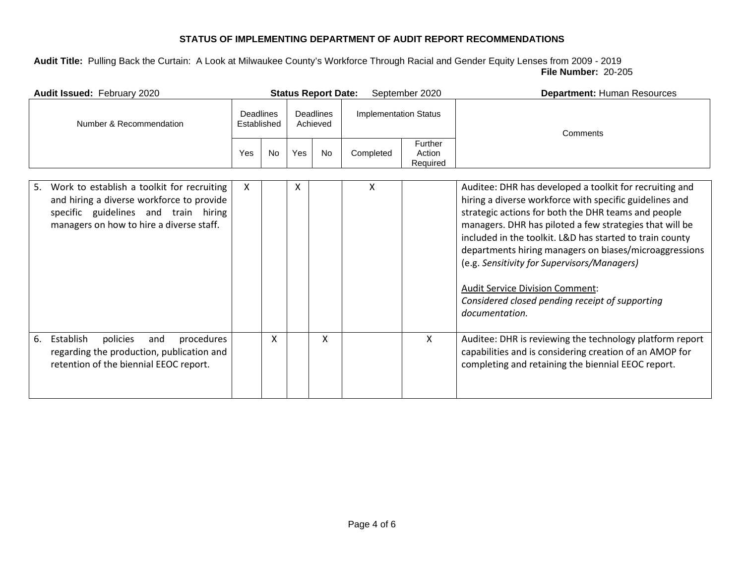**STATUS OF IMPLEMENTING DEPARTMENT OF AUDIT REPORT RECOMMENDATIONS**

**Audit Title:** Pulling Back the Curtain: A Look at Milwaukee County's Workforce Through Racial and Gender Equity Lenses from 2009 - 2019

**File Number:** 20-205

**Audit Issued:** February 2020 **Status Report Date:** September 2020 **Department:** Human Resources

| Number & Recommendation | Deadlines Established | | Deadlines Achieved | | Implementation Status | | Comments |
|---|---|---|---|---|---|---|---|
| | Yes | No | Yes | No | Completed | Further Action Required | |
| 5. Work to establish a toolkit for recruiting and hiring a diverse workforce to provide specific guidelines and train hiring managers on how to hire a diverse staff. | X | | X | | X | | Auditee: DHR has developed a toolkit for recruiting and hiring a diverse workforce with specific guidelines and strategic actions for both the DHR teams and people managers. DHR has piloted a few strategies that will be included in the toolkit. L&D has started to train county departments hiring managers on biases/microaggressions (e.g. *Sensitivity for Supervisors/Managers)*<br><br>Audit Service Division Comment:<br>*Considered closed pending receipt of supporting documentation.* |
| 6. Establish policies and procedures regarding the production, publication and retention of the biennial EEOC report. | | X | | X | | X | Auditee: DHR is reviewing the technology platform report capabilities and is considering creation of an AMOP for completing and retaining the biennial EEOC report. |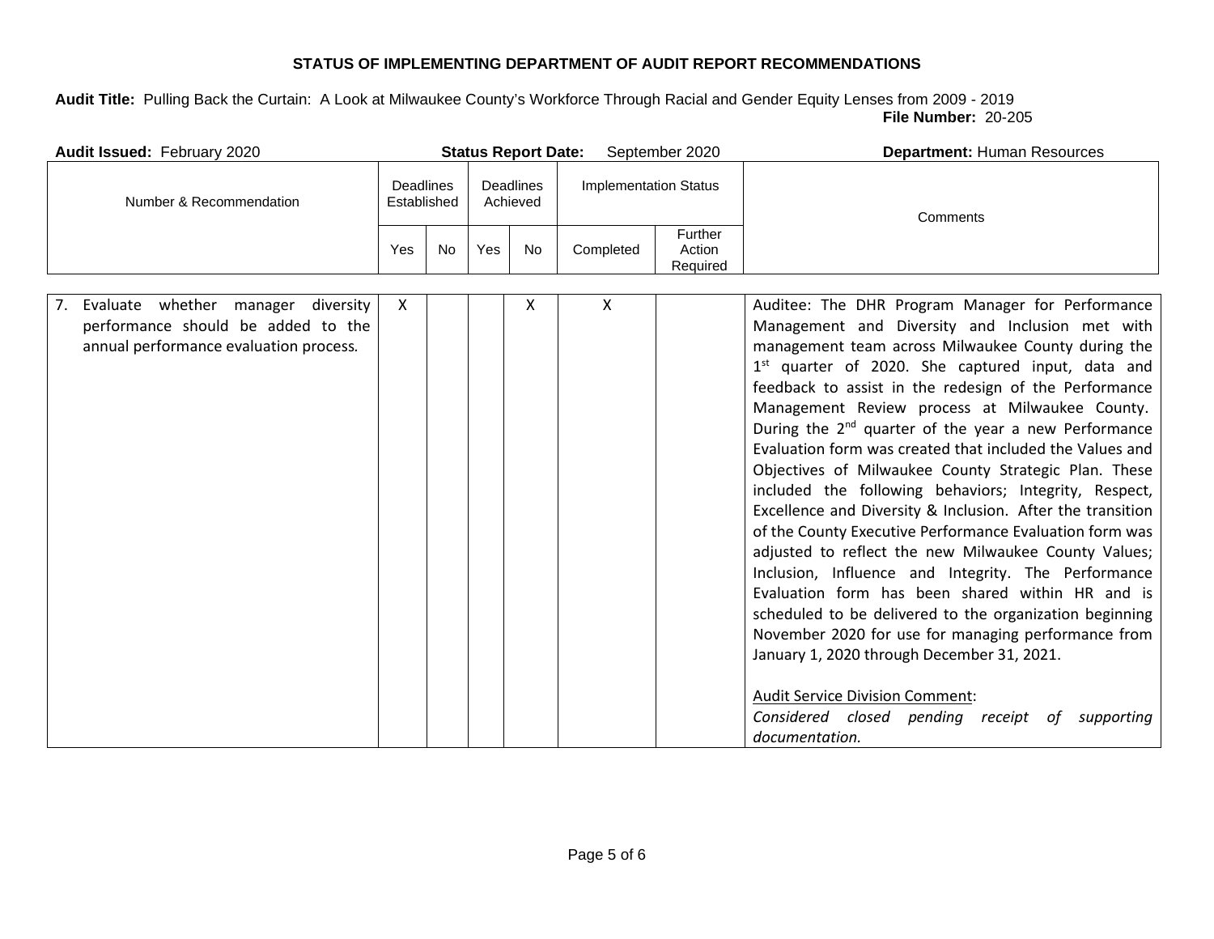**STATUS OF IMPLEMENTING DEPARTMENT OF AUDIT REPORT RECOMMENDATIONS**

**Audit Title:** Pulling Back the Curtain: A Look at Milwaukee County's Workforce Through Racial and Gender Equity Lenses from 2009 - 2019

**File Number:** 20-205

**Audit Issued:** February 2020 **Status Report Date:** September 2020 **Department:** Human Resources

| Number & Recommendation | Deadlines Established | | Deadlines Achieved | | Implementation Status | | Comments |
|---|---|---|---|---|---|---|---|
| | Yes | No | Yes | No | Completed | Further Action Required | |
| 7. Evaluate whether manager diversity performance should be added to the annual performance evaluation process. | X | | | X | X | | Auditee: The DHR Program Manager for Performance Management and Diversity and Inclusion met with management team across Milwaukee County during the 1st quarter of 2020. She captured input, data and feedback to assist in the redesign of the Performance Management Review process at Milwaukee County. During the 2nd quarter of the year a new Performance Evaluation form was created that included the Values and Objectives of Milwaukee County Strategic Plan. These included the following behaviors; Integrity, Respect, Excellence and Diversity & Inclusion. After the transition of the County Executive Performance Evaluation form was adjusted to reflect the new Milwaukee County Values; Inclusion, Influence and Integrity. The Performance Evaluation form has been shared within HR and is scheduled to be delivered to the organization beginning November 2020 for use for managing performance from January 1, 2020 through December 31, 2021.<br><br>Audit Service Division Comment:<br>*Considered closed pending receipt of supporting documentation.* |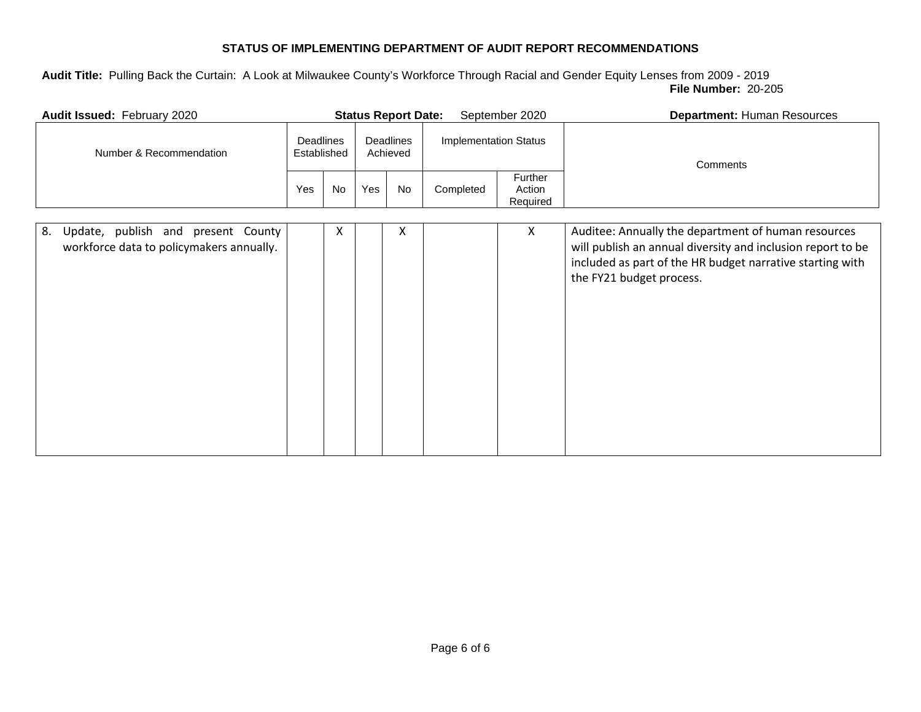**STATUS OF IMPLEMENTING DEPARTMENT OF AUDIT REPORT RECOMMENDATIONS**

**Audit Title:** Pulling Back the Curtain: A Look at Milwaukee County's Workforce Through Racial and Gender Equity Lenses from 2009 - 2019

**File Number:** 20-205

**Audit Issued:** February 2020 **Status Report Date:** September 2020 **Department:** Human Resources

| Number & Recommendation | Deadlines Established | | Deadlines Achieved | | Implementation Status | | Comments |
|---|---|---|---|---|---|---|---|
| | Yes | No | Yes | No | Completed | Further Action Required | |
| 8. Update, publish and present County workforce data to policymakers annually. | | X | | X | | X | Auditee: Annually the department of human resources will publish an annual diversity and inclusion report to be included as part of the HR budget narrative starting with the FY21 budget process. |